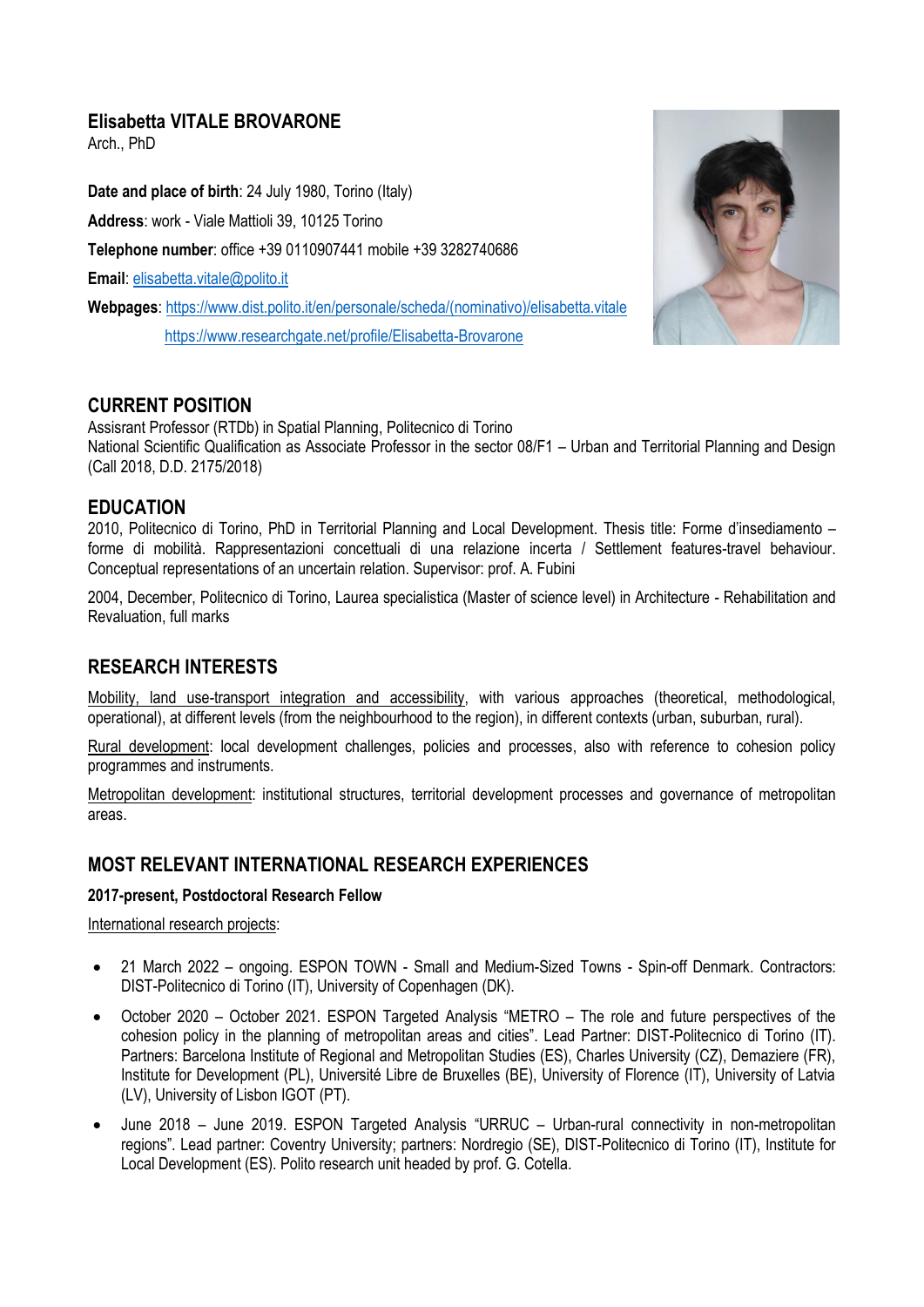# Elisabetta VITALE BROVARONE

Arch., PhD

**Date and place of birth**: 24 July 1980, Torino (Italy)

**Address**: work - Viale Mattioli 39, 10125 Torino

**Telephone number**: office +39 0110907441 mobile +39 3282740686

**Email**: elisabetta.vitale@polito.it

**Webpages**: https://www.dist.polito.it/en/personale/scheda/(nominativo)/elisabetta.vitale
https://www.researchgate.net/profile/Elisabetta-Brovarone

## CURRENT POSITION

Assisrant Professor (RTDb) in Spatial Planning, Politecnico di Torino
National Scientific Qualification as Associate Professor in the sector 08/F1 – Urban and Territorial Planning and Design (Call 2018, D.D. 2175/2018)

## EDUCATION

2010, Politecnico di Torino, PhD in Territorial Planning and Local Development. Thesis title: Forme d'insediamento – forme di mobilità. Rappresentazioni concettuali di una relazione incerta / Settlement features-travel behaviour. Conceptual representations of an uncertain relation. Supervisor: prof. A. Fubini

2004, December, Politecnico di Torino, Laurea specialistica (Master of science level) in Architecture - Rehabilitation and Revaluation, full marks

## RESEARCH INTERESTS

Mobility, land use-transport integration and accessibility, with various approaches (theoretical, methodological, operational), at different levels (from the neighbourhood to the region), in different contexts (urban, suburban, rural).

Rural development: local development challenges, policies and processes, also with reference to cohesion policy programmes and instruments.

Metropolitan development: institutional structures, territorial development processes and governance of metropolitan areas.

## MOST RELEVANT INTERNATIONAL RESEARCH EXPERIENCES

**2017-present, Postdoctoral Research Fellow**

International research projects:

- 21 March 2022 – ongoing. ESPON TOWN - Small and Medium-Sized Towns - Spin-off Denmark. Contractors: DIST-Politecnico di Torino (IT), University of Copenhagen (DK).
- October 2020 – October 2021. ESPON Targeted Analysis "METRO – The role and future perspectives of the cohesion policy in the planning of metropolitan areas and cities". Lead Partner: DIST-Politecnico di Torino (IT). Partners: Barcelona Institute of Regional and Metropolitan Studies (ES), Charles University (CZ), Demaziere (FR), Institute for Development (PL), Université Libre de Bruxelles (BE), University of Florence (IT), University of Latvia (LV), University of Lisbon IGOT (PT).
- June 2018 – June 2019. ESPON Targeted Analysis "URRUC – Urban-rural connectivity in non-metropolitan regions". Lead partner: Coventry University; partners: Nordregio (SE), DIST-Politecnico di Torino (IT), Institute for Local Development (ES). Polito research unit headed by prof. G. Cotella.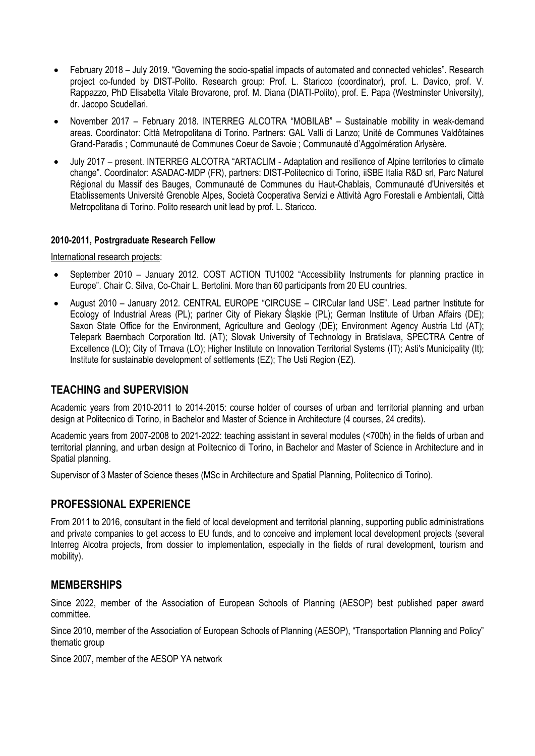- February 2018 – July 2019. "Governing the socio-spatial impacts of automated and connected vehicles". Research project co-funded by DIST-Polito. Research group: Prof. L. Staricco (coordinator), prof. L. Davico, prof. V. Rappazzo, PhD Elisabetta Vitale Brovarone, prof. M. Diana (DIATI-Polito), prof. E. Papa (Westminster University), dr. Jacopo Scudellari.
- November 2017 – February 2018. INTERREG ALCOTRA "MOBILAB" – Sustainable mobility in weak-demand areas. Coordinator: Città Metropolitana di Torino. Partners: GAL Valli di Lanzo; Unité de Communes Valdôtaines Grand-Paradis ; Communauté de Communes Coeur de Savoie ; Communauté d'Aggolmération Arlysère.
- July 2017 – present. INTERREG ALCOTRA "ARTACLIM - Adaptation and resilience of Alpine territories to climate change". Coordinator: ASADAC-MDP (FR), partners: DIST-Politecnico di Torino, iiSBE Italia R&D srl, Parc Naturel Régional du Massif des Bauges, Communauté de Communes du Haut-Chablais, Communauté d'Universités et Etablissements Université Grenoble Alpes, Società Cooperativa Servizi e Attività Agro Forestali e Ambientali, Città Metropolitana di Torino. Polito research unit lead by prof. L. Staricco.

**2010-2011, Postrgraduate Research Fellow**

International research projects:

- September 2010 – January 2012. COST ACTION TU1002 "Accessibility Instruments for planning practice in Europe". Chair C. Silva, Co-Chair L. Bertolini. More than 60 participants from 20 EU countries.
- August 2010 – January 2012. CENTRAL EUROPE "CIRCUSE – CIRCular land USE". Lead partner Institute for Ecology of Industrial Areas (PL); partner City of Piekary Śląskie (PL); German Institute of Urban Affairs (DE); Saxon State Office for the Environment, Agriculture and Geology (DE); Environment Agency Austria Ltd (AT); Telepark Baernbach Corporation ltd. (AT); Slovak University of Technology in Bratislava, SPECTRA Centre of Excellence (LO); City of Trnava (LO); Higher Institute on Innovation Territorial Systems (IT); Asti's Municipality (It); Institute for sustainable development of settlements (EZ); The Usti Region (EZ).

## TEACHING and SUPERVISION

Academic years from 2010-2011 to 2014-2015: course holder of courses of urban and territorial planning and urban design at Politecnico di Torino, in Bachelor and Master of Science in Architecture (4 courses, 24 credits).

Academic years from 2007-2008 to 2021-2022: teaching assistant in several modules (<700h) in the fields of urban and territorial planning, and urban design at Politecnico di Torino, in Bachelor and Master of Science in Architecture and in Spatial planning.

Supervisor of 3 Master of Science theses (MSc in Architecture and Spatial Planning, Politecnico di Torino).

## PROFESSIONAL EXPERIENCE

From 2011 to 2016, consultant in the field of local development and territorial planning, supporting public administrations and private companies to get access to EU funds, and to conceive and implement local development projects (several Interreg Alcotra projects, from dossier to implementation, especially in the fields of rural development, tourism and mobility).

## MEMBERSHIPS

Since 2022, member of the Association of European Schools of Planning (AESOP) best published paper award committee.

Since 2010, member of the Association of European Schools of Planning (AESOP), "Transportation Planning and Policy" thematic group

Since 2007, member of the AESOP YA network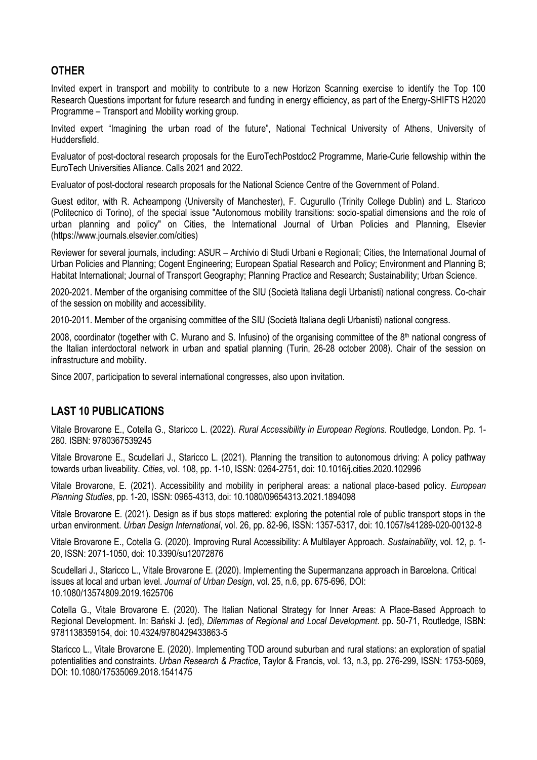## OTHER

Invited expert in transport and mobility to contribute to a new Horizon Scanning exercise to identify the Top 100 Research Questions important for future research and funding in energy efficiency, as part of the Energy-SHIFTS H2020 Programme – Transport and Mobility working group.

Invited expert "Imagining the urban road of the future", National Technical University of Athens, University of Huddersfield.

Evaluator of post-doctoral research proposals for the EuroTechPostdoc2 Programme, Marie-Curie fellowship within the EuroTech Universities Alliance. Calls 2021 and 2022.

Evaluator of post-doctoral research proposals for the National Science Centre of the Government of Poland.

Guest editor, with R. Acheampong (University of Manchester), F. Cugurullo (Trinity College Dublin) and L. Staricco (Politecnico di Torino), of the special issue "Autonomous mobility transitions: socio-spatial dimensions and the role of urban planning and policy" on Cities, the International Journal of Urban Policies and Planning, Elsevier (https://www.journals.elsevier.com/cities)

Reviewer for several journals, including: ASUR – Archivio di Studi Urbani e Regionali; Cities, the International Journal of Urban Policies and Planning; Cogent Engineering; European Spatial Research and Policy; Environment and Planning B; Habitat International; Journal of Transport Geography; Planning Practice and Research; Sustainability; Urban Science.

2020-2021. Member of the organising committee of the SIU (Società Italiana degli Urbanisti) national congress. Co-chair of the session on mobility and accessibility.

2010-2011. Member of the organising committee of the SIU (Società Italiana degli Urbanisti) national congress.

2008, coordinator (together with C. Murano and S. Infusino) of the organising committee of the 8th national congress of the Italian interdoctoral network in urban and spatial planning (Turin, 26-28 october 2008). Chair of the session on infrastructure and mobility.

Since 2007, participation to several international congresses, also upon invitation.

## LAST 10 PUBLICATIONS

Vitale Brovarone E., Cotella G., Staricco L. (2022). *Rural Accessibility in European Regions.* Routledge, London. Pp. 1-280. ISBN: 9780367539245

Vitale Brovarone E., Scudellari J., Staricco L. (2021). Planning the transition to autonomous driving: A policy pathway towards urban liveability. *Cities*, vol. 108, pp. 1-10, ISSN: 0264-2751, doi: 10.1016/j.cities.2020.102996

Vitale Brovarone, E. (2021). Accessibility and mobility in peripheral areas: a national place-based policy. *European Planning Studies*, pp. 1-20, ISSN: 0965-4313, doi: 10.1080/09654313.2021.1894098

Vitale Brovarone E. (2021). Design as if bus stops mattered: exploring the potential role of public transport stops in the urban environment. *Urban Design International*, vol. 26, pp. 82-96, ISSN: 1357-5317, doi: 10.1057/s41289-020-00132-8

Vitale Brovarone E., Cotella G. (2020). Improving Rural Accessibility: A Multilayer Approach. *Sustainability*, vol. 12, p. 1-20, ISSN: 2071-1050, doi: 10.3390/su12072876

Scudellari J., Staricco L., Vitale Brovarone E. (2020). Implementing the Supermanzana approach in Barcelona. Critical issues at local and urban level. *Journal of Urban Design*, vol. 25, n.6, pp. 675-696, DOI: 10.1080/13574809.2019.1625706

Cotella G., Vitale Brovarone E. (2020). The Italian National Strategy for Inner Areas: A Place-Based Approach to Regional Development. In: Bański J. (ed), *Dilemmas of Regional and Local Development*. pp. 50-71, Routledge, ISBN: 9781138359154, doi: 10.4324/9780429433863-5

Staricco L., Vitale Brovarone E. (2020). Implementing TOD around suburban and rural stations: an exploration of spatial potentialities and constraints. *Urban Research & Practice*, Taylor & Francis, vol. 13, n.3, pp. 276-299, ISSN: 1753-5069, DOI: 10.1080/17535069.2018.1541475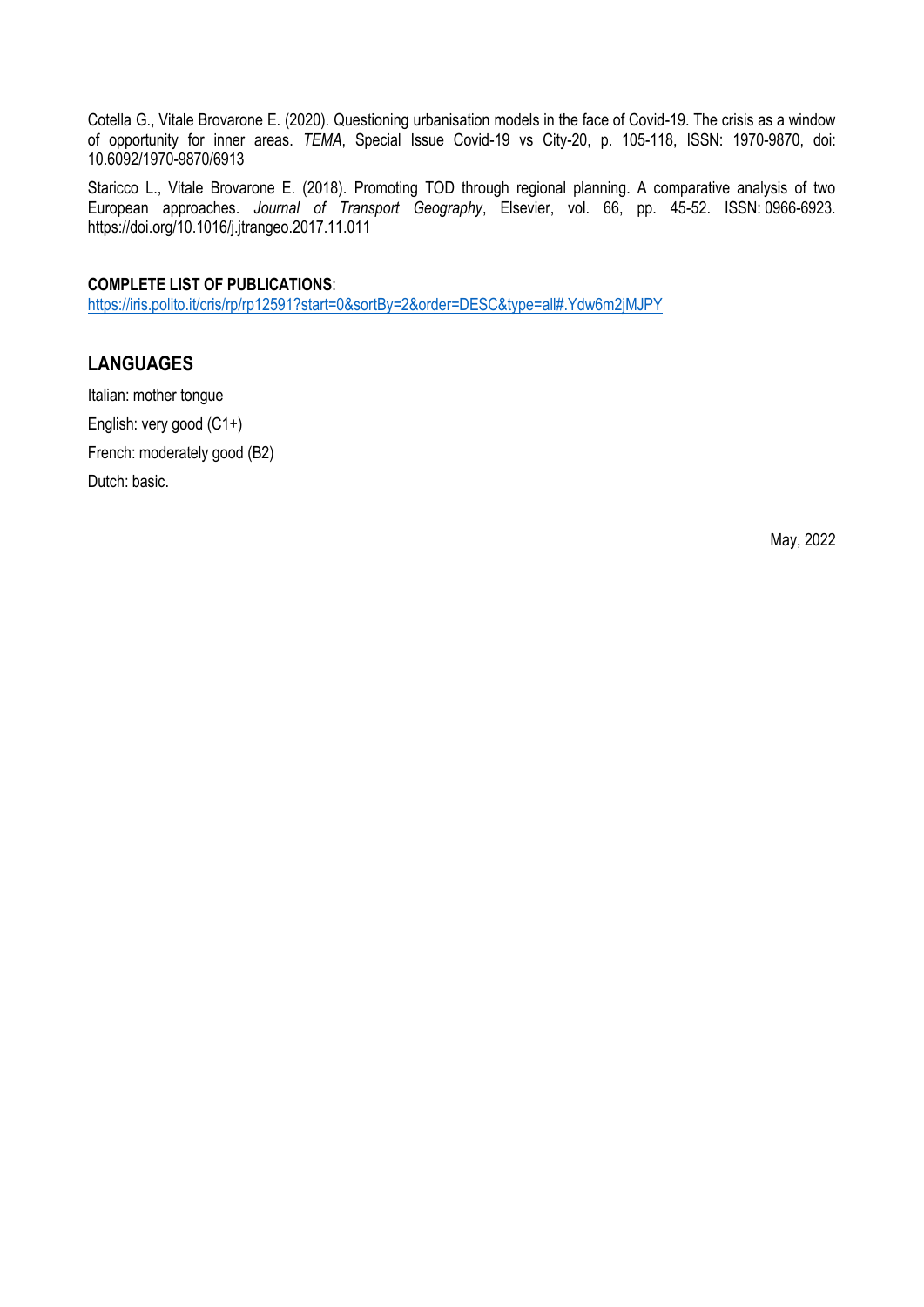Cotella G., Vitale Brovarone E. (2020). Questioning urbanisation models in the face of Covid-19. The crisis as a window of opportunity for inner areas. *TEMA*, Special Issue Covid-19 vs City-20, p. 105-118, ISSN: 1970-9870, doi: 10.6092/1970-9870/6913

Staricco L., Vitale Brovarone E. (2018). Promoting TOD through regional planning. A comparative analysis of two European approaches. *Journal of Transport Geography*, Elsevier, vol. 66, pp. 45-52. ISSN: 0966-6923. https://doi.org/10.1016/j.jtrangeo.2017.11.011

**COMPLETE LIST OF PUBLICATIONS**:
https://iris.polito.it/cris/rp/rp12591?start=0&sortBy=2&order=DESC&type=all#.Ydw6m2jMJPY

## LANGUAGES

Italian: mother tongue

English: very good (C1+)

French: moderately good (B2)

Dutch: basic.

May, 2022